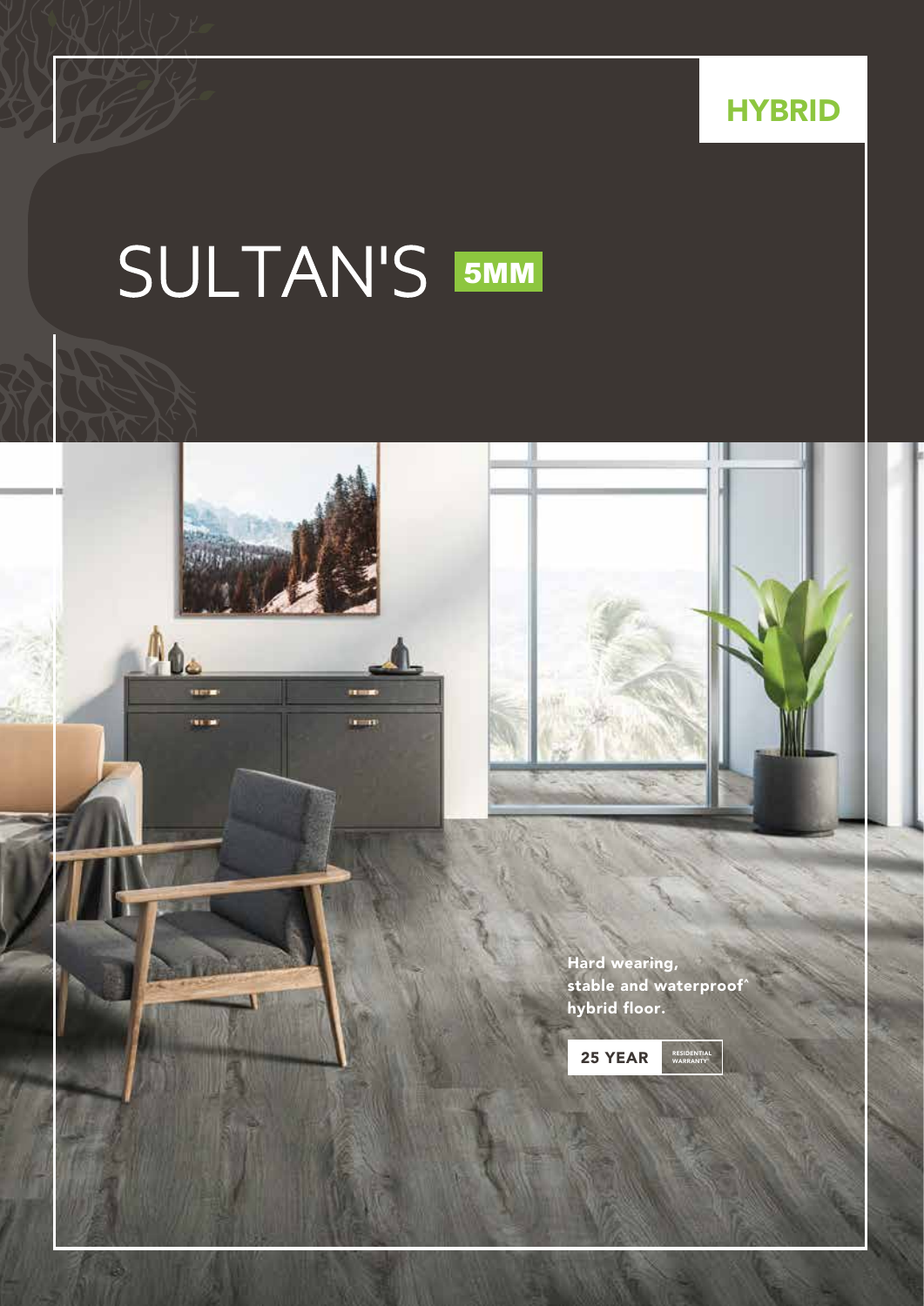HYBRID

# SULTAN'S 5MM

Hard wearing, stable and waterproof^ hybrid floor.

25 YEAR RESIDENTIAL WARRANTY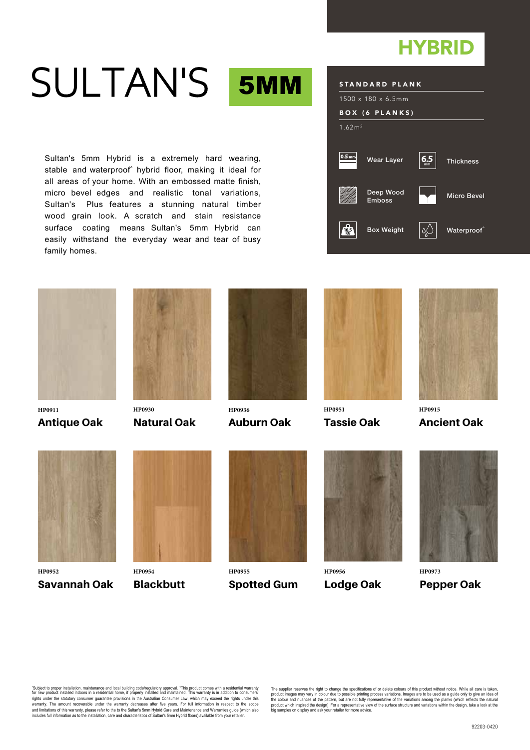# SULTAN'S 5MM

## HYBRID

**STANDARD PLANK**

1500 x 180 x 6.5mm

**BOX (6 PLANKS)**

1.62m²

- 0.5 mm Wear Layer
- 6.5 mm Thickness
- Deep Wood Emboss
- Micro Bevel
- 16.5 KG Box Weight
- Waterproof^

Sultan's 5mm Hybrid is a extremely hard wearing, stable and waterproof^ hybrid floor, making it ideal for all areas of your home. With an embossed matte finish, micro bevel edges and realistic tonal variations, Sultan's Plus features a stunning natural timber wood grain look. A scratch and stain resistance surface coating means Sultan's 5mm Hybrid can easily withstand the everyday wear and tear of busy family homes.

HP0911
**Antique Oak**

HP0930
**Natural Oak**

HP0936
**Auburn Oak**

HP0951
**Tassie Oak**

HP0915
**Ancient Oak**

HP0952
**Savannah Oak**

HP0954
**Blackbutt**

HP0955
**Spotted Gum**

HP0956
**Lodge Oak**

HP0973
**Pepper Oak**

^Subject to proper installation, maintenance and local building code/regulatory approval. *This product comes with a residential warranty for new product installed indoors in a residential home, if properly installed and maintained. This warranty is in addition to consumers' rights under the statutory consumer guarantee provisions in the Australian Consumer Law, which may exceed the rights under this warranty. The amount recoverable under the warranty decreases after five years. For full information in respect to the scope and limitations of this warranty, please refer to the to the Sultan's 5mm Hybrid Care and Maintenance and Warranties guide (which also includes full information as to the installation, care and characteristics of Sultan's 5mm Hybrid floors) available from your retailer.

The supplier reserves the right to change the specifications of or delete colours of this product without notice. While all care is taken, product images may vary in colour due to possible printing process variations. Images are to be used as a guide only to give an idea of the colour and nuances of the pattern, but are not fully representative of the variations among the planks (which reflects the natural product which inspired the design). For a representative view of the surface structure and variations within the design, take a look at the big samples on display and ask your retailer for more advice.

92203-0420